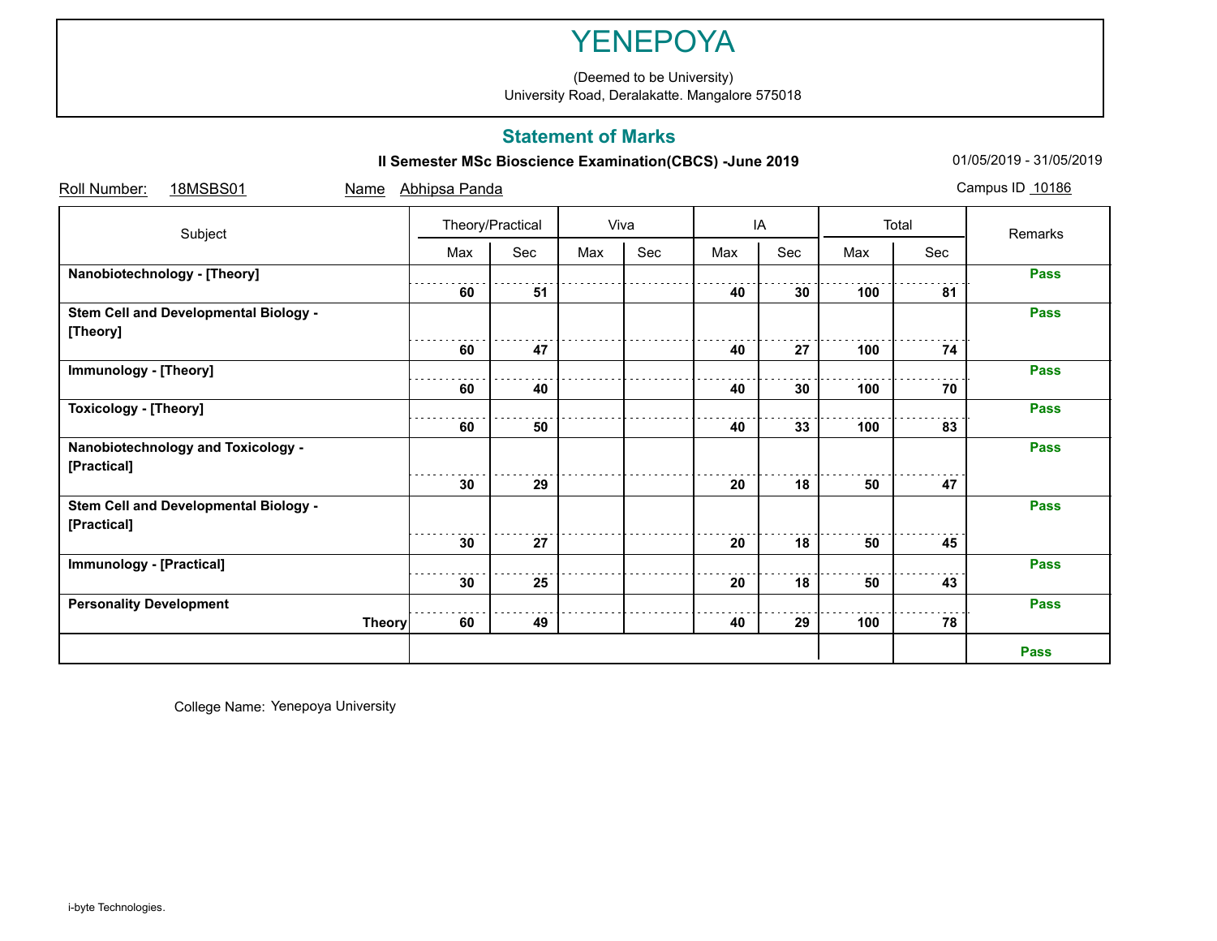# YENEPOYA

(Deemed to be University)
University Road, Deralakatte. Mangalore 575018

## Statement of Marks

**II Semester MSc Bioscience Examination(CBCS) -June 2019** 01/05/2019 - 31/05/2019

Roll Number: 18MSBS01 Name Abhipsa Panda Campus ID 10186

| Subject | Theory/Practical | | Viva | | IA | | Total | | Remarks |
|---|---|---|---|---|---|---|---|---|---|
| | Max | Sec | Max | Sec | Max | Sec | Max | Sec | |
| **Nanobiotechnology - [Theory]** | **60** | **51** | | | **40** | **30** | **100** | **81** | **Pass** |
| **Stem Cell and Developmental Biology - [Theory]** | **60** | **47** | | | **40** | **27** | **100** | **74** | **Pass** |
| **Immunology - [Theory]** | **60** | **40** | | | **40** | **30** | **100** | **70** | **Pass** |
| **Toxicology - [Theory]** | **60** | **50** | | | **40** | **33** | **100** | **83** | **Pass** |
| **Nanobiotechnology and Toxicology - [Practical]** | **30** | **29** | | | **20** | **18** | **50** | **47** | **Pass** |
| **Stem Cell and Developmental Biology - [Practical]** | **30** | **27** | | | **20** | **18** | **50** | **45** | **Pass** |
| **Immunology - [Practical]** | **30** | **25** | | | **20** | **18** | **50** | **43** | **Pass** |
| **Personality Development** **Theory** | **60** | **49** | | | **40** | **29** | **100** | **78** | **Pass** |
| | | | | | | | | | **Pass** |

College Name: Yenepoya University

i-byte Technologies.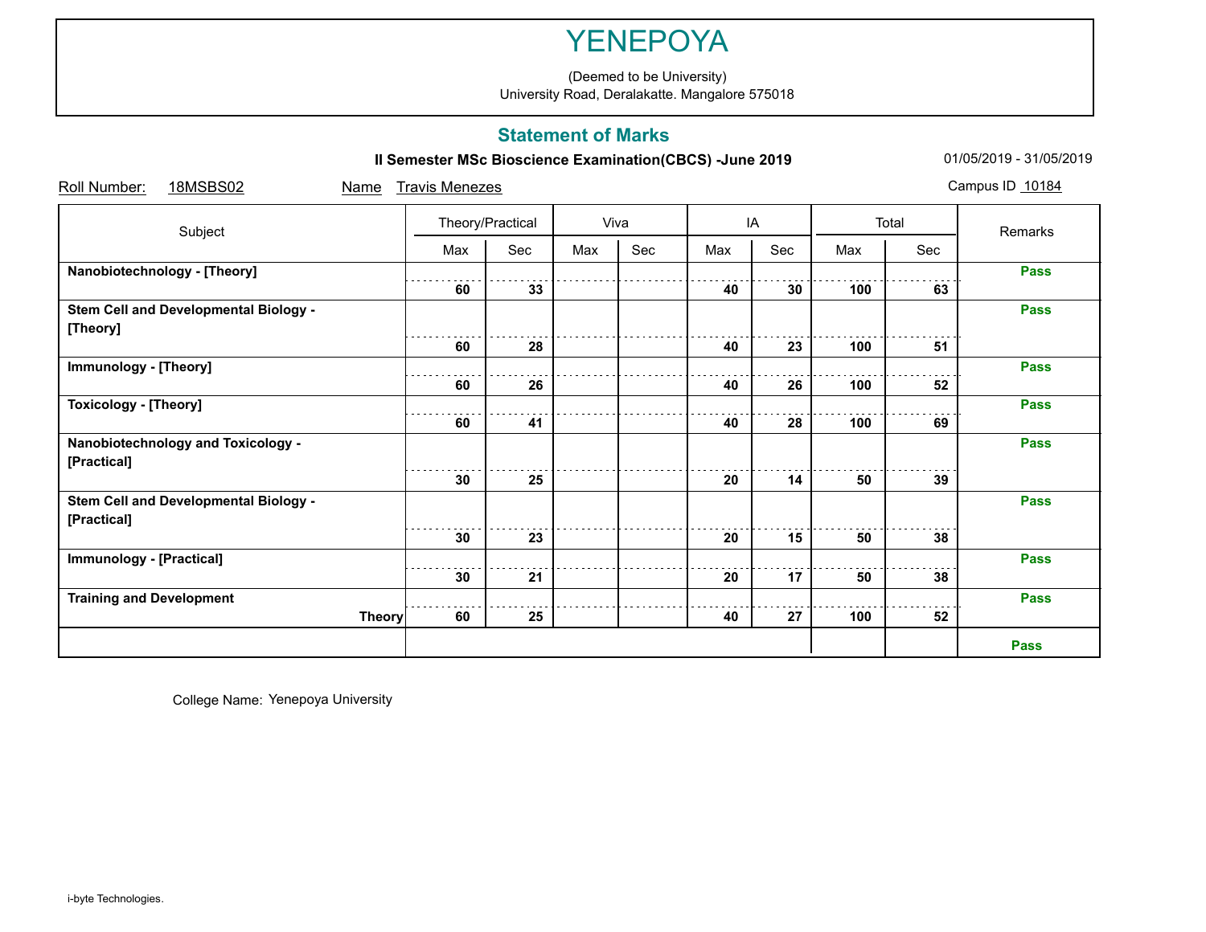# YENEPOYA

(Deemed to be University)
University Road, Deralakatte. Mangalore 575018

## Statement of Marks

**II Semester MSc Bioscience Examination(CBCS) -June 2019** 01/05/2019 - 31/05/2019

Roll Number: 18MSBS02 Name Travis Menezes Campus ID 10184

| Subject | Theory/Practical | | Viva | | IA | | Total | | Remarks |
|---|---|---|---|---|---|---|---|---|---|
| | Max | Sec | Max | Sec | Max | Sec | Max | Sec | |
| **Nanobiotechnology - [Theory]** | **60** | **33** | | | **40** | **30** | **100** | **63** | **Pass** |
| **Stem Cell and Developmental Biology - [Theory]** | **60** | **28** | | | **40** | **23** | **100** | **51** | **Pass** |
| **Immunology - [Theory]** | **60** | **26** | | | **40** | **26** | **100** | **52** | **Pass** |
| **Toxicology - [Theory]** | **60** | **41** | | | **40** | **28** | **100** | **69** | **Pass** |
| **Nanobiotechnology and Toxicology - [Practical]** | **30** | **25** | | | **20** | **14** | **50** | **39** | **Pass** |
| **Stem Cell and Developmental Biology - [Practical]** | **30** | **23** | | | **20** | **15** | **50** | **38** | **Pass** |
| **Immunology - [Practical]** | **30** | **21** | | | **20** | **17** | **50** | **38** | **Pass** |
| **Training and Development** **Theory** | **60** | **25** | | | **40** | **27** | **100** | **52** | **Pass** |
| | | | | | | | | | **Pass** |

College Name: Yenepoya University

i-byte Technologies.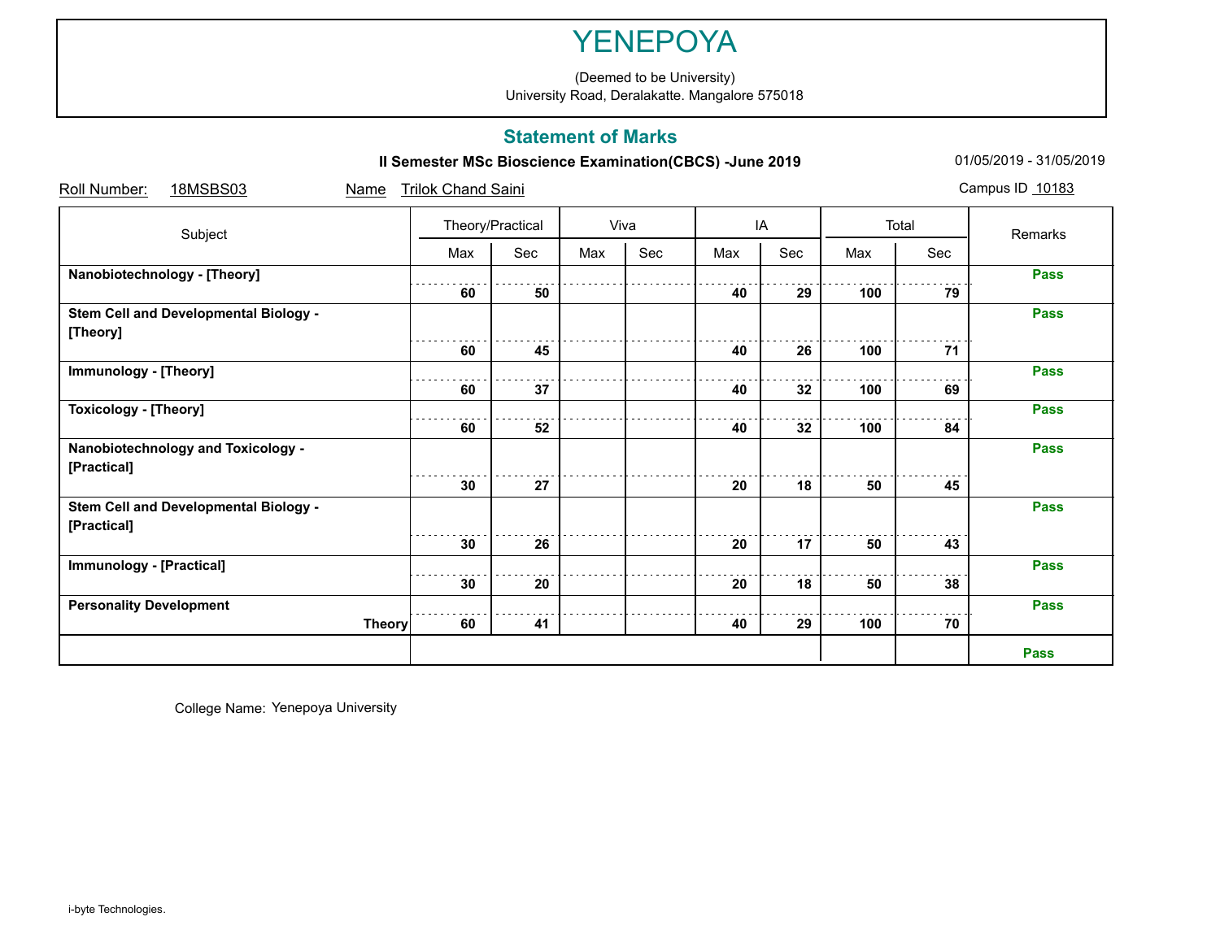# YENEPOYA

(Deemed to be University)
University Road, Deralakatte. Mangalore 575018

## Statement of Marks

**II Semester MSc Bioscience Examination(CBCS) -June 2019**

01/05/2019 - 31/05/2019

Roll Number: 18MSBS03 Name Trilok Chand Saini Campus ID 10183

| Subject | Theory/Practical | | Viva | | IA | | Total | | Remarks |
|---|---|---|---|---|---|---|---|---|---|
| | Max | Sec | Max | Sec | Max | Sec | Max | Sec | |
| **Nanobiotechnology - [Theory]** | **60** | **50** | | | **40** | **29** | **100** | **79** | **Pass** |
| **Stem Cell and Developmental Biology - [Theory]** | **60** | **45** | | | **40** | **26** | **100** | **71** | **Pass** |
| **Immunology - [Theory]** | **60** | **37** | | | **40** | **32** | **100** | **69** | **Pass** |
| **Toxicology - [Theory]** | **60** | **52** | | | **40** | **32** | **100** | **84** | **Pass** |
| **Nanobiotechnology and Toxicology - [Practical]** | **30** | **27** | | | **20** | **18** | **50** | **45** | **Pass** |
| **Stem Cell and Developmental Biology - [Practical]** | **30** | **26** | | | **20** | **17** | **50** | **43** | **Pass** |
| **Immunology - [Practical]** | **30** | **20** | | | **20** | **18** | **50** | **38** | **Pass** |
| **Personality Development** **Theory** | **60** | **41** | | | **40** | **29** | **100** | **70** | **Pass** |
| | | | | | | | | | **Pass** |

College Name: Yenepoya University

i-byte Technologies.